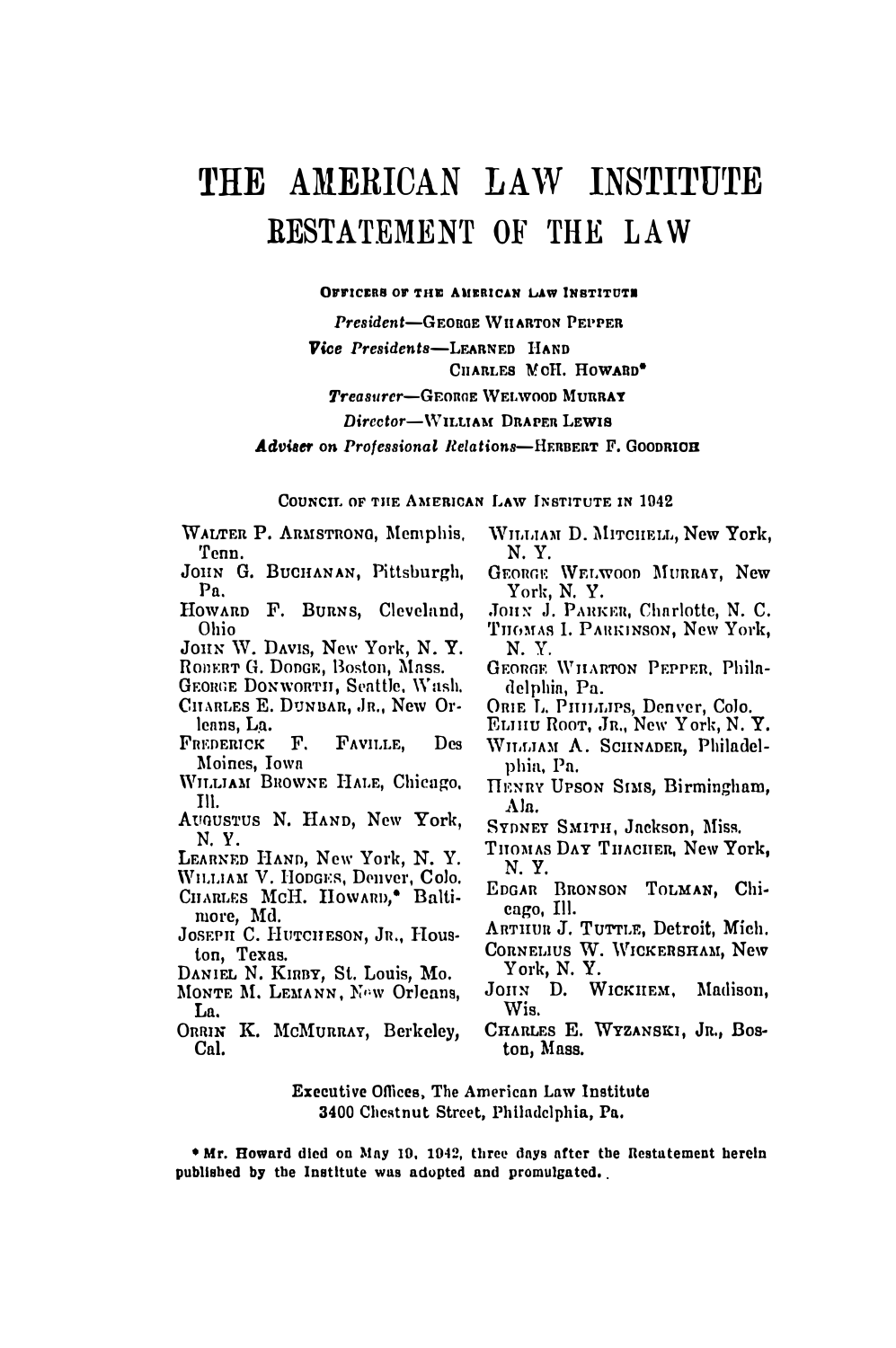# THE AMERICAN LAW INSTITUTE

## RESTATEMENT OF THE LAW

OFFICERS OF THE AMERICAN LAW INSTITUTE

*President*—GEORGE WHARTON PEPPER

*Vice Presidents*—LEARNED HAND
CHARLES McH. HOWARD*

*Treasurer*—GEORGE WELWOOD MURRAY

*Director*—WILLIAM DRAPER LEWIS

*Adviser on Professional Relations*—HERBERT F. GOODRICH

COUNCIL OF THE AMERICAN LAW INSTITUTE IN 1942

WALTER P. ARMSTRONG, Memphis, Tenn.
JOHN G. BUCHANAN, Pittsburgh, Pa.
HOWARD F. BURNS, Cleveland, Ohio
JOHN W. DAVIS, New York, N. Y.
ROBERT G. DODGE, Boston, Mass.
GEORGE DONWORTH, Seattle, Wash.
CHARLES E. DUNBAR, JR., New Orleans, La.
FREDERICK F. FAVILLE, Des Moines, Iowa
WILLIAM BROWNE HALE, Chicago, Ill.
AUGUSTUS N. HAND, New York, N. Y.
LEARNED HAND, New York, N. Y.
WILLIAM V. HODGES, Denver, Colo.
CHARLES McH. HOWARD,* Baltimore, Md.
JOSEPH C. HUTCHESON, JR., Houston, Texas.
DANIEL N. KIRBY, St. Louis, Mo.
MONTE M. LEMANN, New Orleans, La.
ORRIN K. McMURRAY, Berkeley, Cal.
WILLIAM D. MITCHELL, New York, N. Y.
GEORGE WELWOOD MURRAY, New York, N. Y.
JOHN J. PARKER, Charlotte, N. C.
THOMAS I. PARKINSON, New York, N. Y.
GEORGE WHARTON PEPPER, Philadelphia, Pa.
ORIE L. PHILLIPS, Denver, Colo.
ELIHU ROOT, JR., New York, N. Y.
WILLIAM A. SCHNADER, Philadelphia, Pa.
HENRY UPSON SIMS, Birmingham, Ala.
SYDNEY SMITH, Jackson, Miss.
THOMAS DAY THACHER, New York, N. Y.
EDGAR BRONSON TOLMAN, Chicago, Ill.
ARTHUR J. TUTTLE, Detroit, Mich.
CORNELIUS W. WICKERSHAM, New York, N. Y.
JOHN D. WICKHEM, Madison, Wis.
CHARLES E. WYZANSKI, JR., Boston, Mass.

Executive Offices, The American Law Institute
3400 Chestnut Street, Philadelphia, Pa.

* Mr. Howard died on May 10, 1942, three days after the Restatement herein published by the Institute was adopted and promulgated.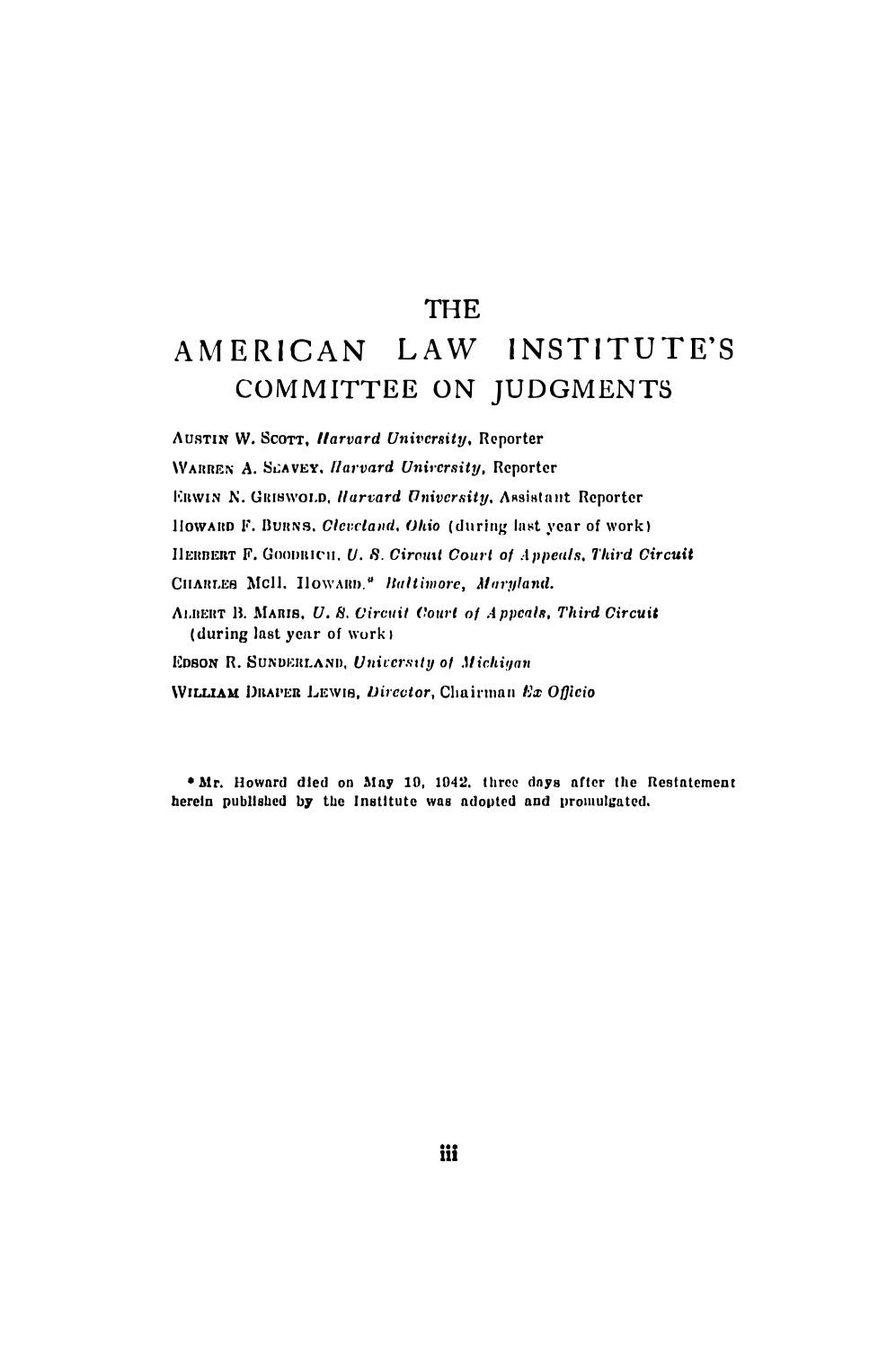# THE AMERICAN LAW INSTITUTE'S COMMITTEE ON JUDGMENTS

AUSTIN W. SCOTT, *Harvard University*, Reporter

WARREN A. SEAVEY, *Harvard University*, Reporter

ERWIN N. GRISWOLD, *Harvard University*, Assistant Reporter

HOWARD F. BURNS, *Cleveland, Ohio* (during last year of work)

HERBERT F. GOODRICH, *U. S. Circuit Court of Appeals, Third Circuit*

CHARLES McH. HOWARD,* *Baltimore, Maryland.*

ALBERT B. MARIS, *U. S. Circuit Court of Appeals, Third Circuit* (during last year of work)

EDSON R. SUNDERLAND, *University of Michigan*

WILLIAM DRAPER LEWIS, *Director*, Chairman *Ex Officio*

* Mr. Howard died on May 10, 1942, three days after the Restatement herein published by the Institute was adopted and promulgated.